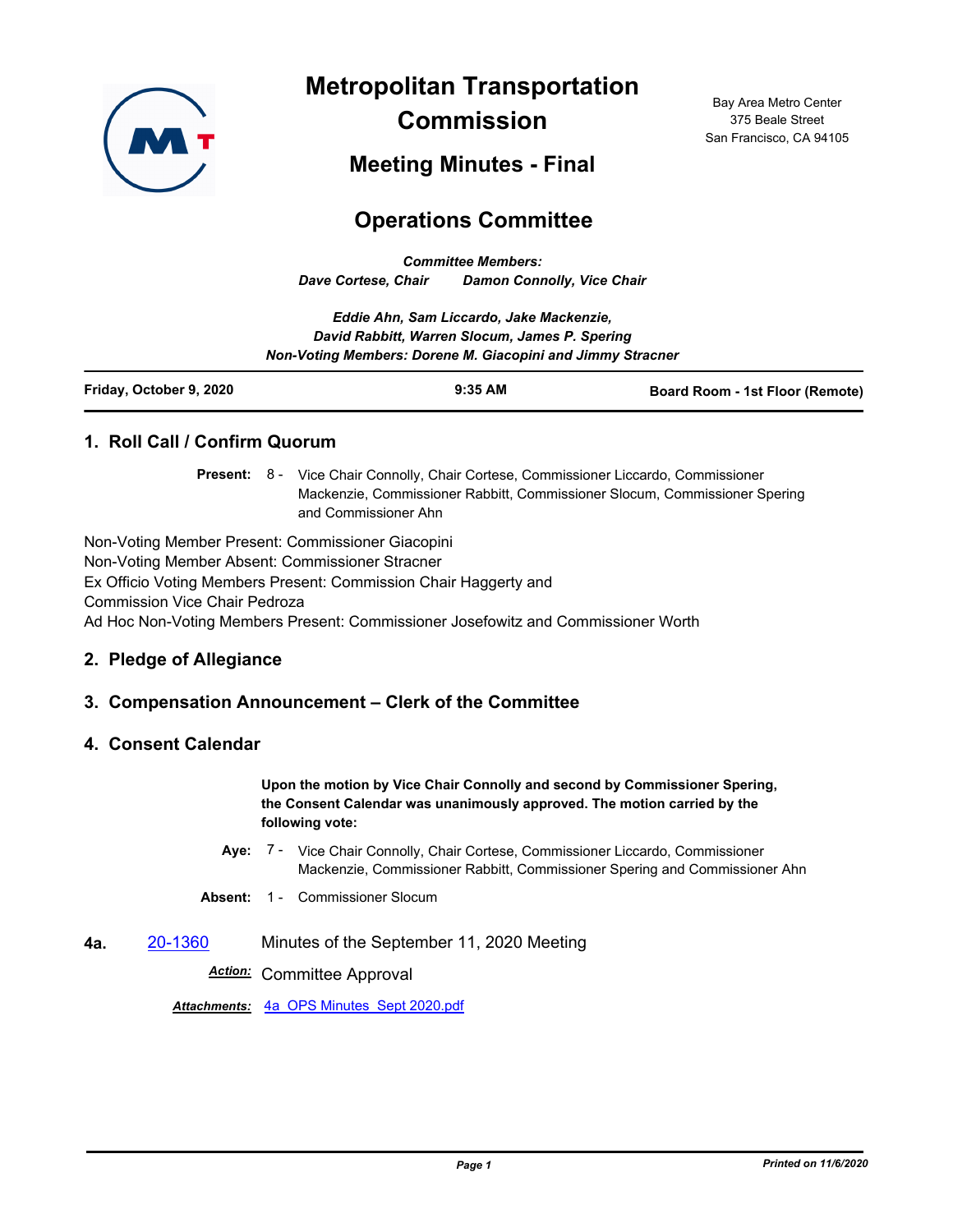# Metropolitan Transportation Commission

Bay Area Metro Center
375 Beale Street
San Francisco, CA 94105

## Meeting Minutes - Final

## Operations Committee

*Committee Members:*
*Dave Cortese, Chair Damon Connolly, Vice Chair*

*Eddie Ahn, Sam Liccardo, Jake Mackenzie,*
*David Rabbitt, Warren Slocum, James P. Spering*
*Non-Voting Members: Dorene M. Giacopini and Jimmy Stracner*

| Friday, October 9, 2020 | 9:35 AM | Board Room - 1st Floor (Remote) |
|---|---|---|

### 1. Roll Call / Confirm Quorum

**Present:** 8 - Vice Chair Connolly, Chair Cortese, Commissioner Liccardo, Commissioner Mackenzie, Commissioner Rabbitt, Commissioner Slocum, Commissioner Spering and Commissioner Ahn

Non-Voting Member Present: Commissioner Giacopini
Non-Voting Member Absent: Commissioner Stracner
Ex Officio Voting Members Present: Commission Chair Haggerty and Commission Vice Chair Pedroza
Ad Hoc Non-Voting Members Present: Commissioner Josefowitz and Commissioner Worth

### 2. Pledge of Allegiance

### 3. Compensation Announcement – Clerk of the Committee

### 4. Consent Calendar

**Upon the motion by Vice Chair Connolly and second by Commissioner Spering, the Consent Calendar was unanimously approved. The motion carried by the following vote:**

**Aye:** 7 - Vice Chair Connolly, Chair Cortese, Commissioner Liccardo, Commissioner Mackenzie, Commissioner Rabbitt, Commissioner Spering and Commissioner Ahn

**Absent:** 1 - Commissioner Slocum

**4a.** 20-1360 Minutes of the September 11, 2020 Meeting

***Action:*** Committee Approval

***Attachments:*** 4a_OPS Minutes_Sept 2020.pdf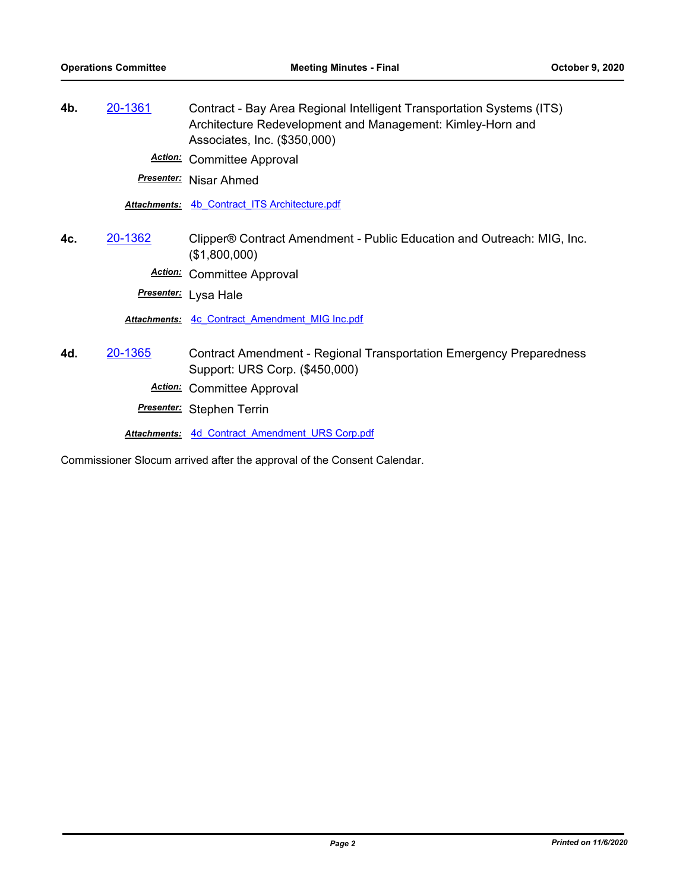**4b.** 20-1361 Contract - Bay Area Regional Intelligent Transportation Systems (ITS) Architecture Redevelopment and Management: Kimley-Horn and Associates, Inc. ($350,000)

***Action:*** Committee Approval

***Presenter:*** Nisar Ahmed

***Attachments:*** 4b_Contract_ITS Architecture.pdf

**4c.** 20-1362 Clipper® Contract Amendment - Public Education and Outreach: MIG, Inc. ($1,800,000)

***Action:*** Committee Approval

***Presenter:*** Lysa Hale

***Attachments:*** 4c_Contract_Amendment_MIG Inc.pdf

**4d.** 20-1365 Contract Amendment - Regional Transportation Emergency Preparedness Support: URS Corp. ($450,000)

***Action:*** Committee Approval

***Presenter:*** Stephen Terrin

***Attachments:*** 4d_Contract_Amendment_URS Corp.pdf

Commissioner Slocum arrived after the approval of the Consent Calendar.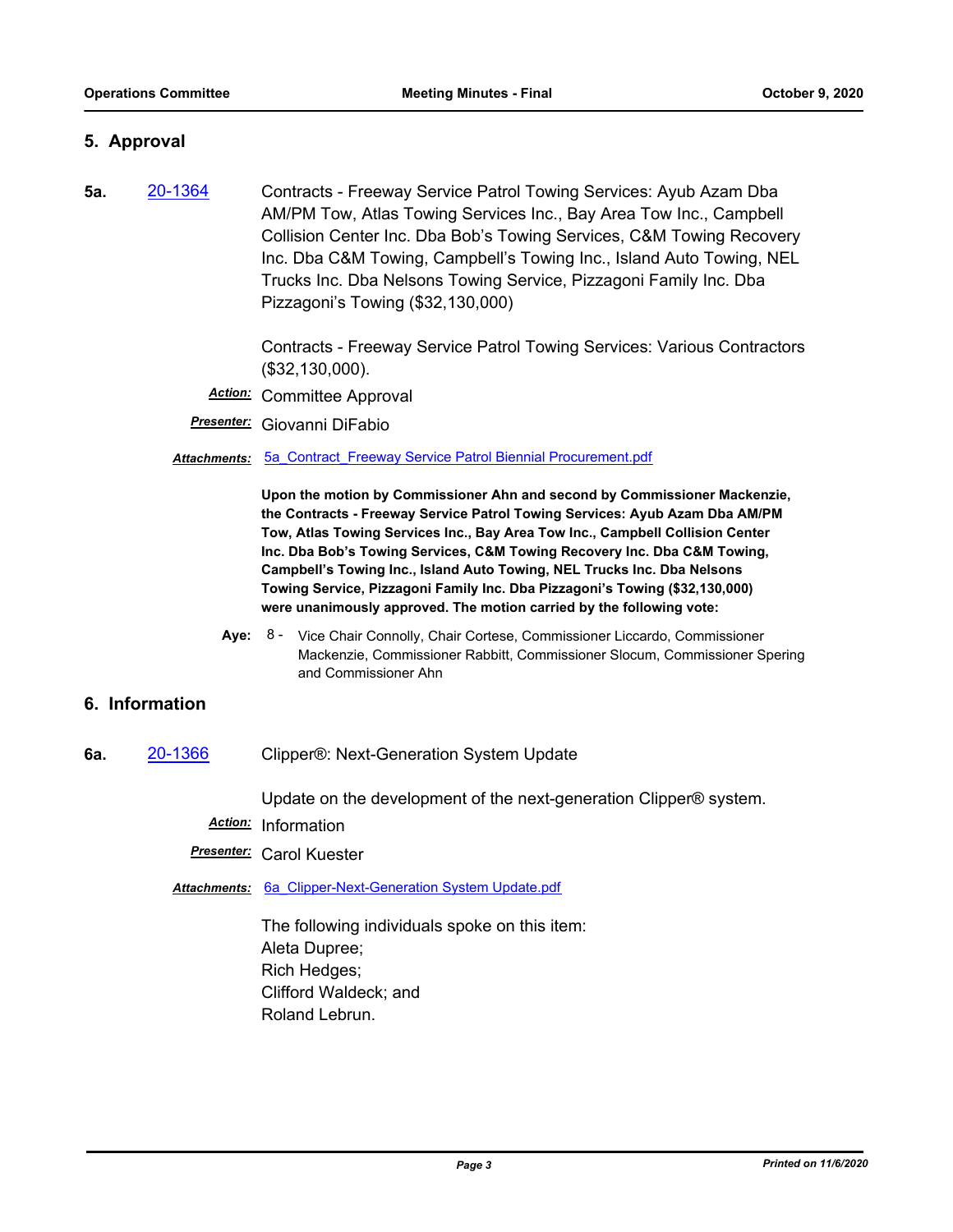## 5. Approval

**5a.** [20-1364](20-1364) Contracts - Freeway Service Patrol Towing Services: Ayub Azam Dba AM/PM Tow, Atlas Towing Services Inc., Bay Area Tow Inc., Campbell Collision Center Inc. Dba Bob's Towing Services, C&M Towing Recovery Inc. Dba C&M Towing, Campbell's Towing Inc., Island Auto Towing, NEL Trucks Inc. Dba Nelsons Towing Service, Pizzagoni Family Inc. Dba Pizzagoni's Towing ($32,130,000)

Contracts - Freeway Service Patrol Towing Services: Various Contractors ($32,130,000).

***Action:*** Committee Approval

***Presenter:*** Giovanni DiFabio

***Attachments:*** 5a_Contract_Freeway Service Patrol Biennial Procurement.pdf

**Upon the motion by Commissioner Ahn and second by Commissioner Mackenzie, the Contracts - Freeway Service Patrol Towing Services: Ayub Azam Dba AM/PM Tow, Atlas Towing Services Inc., Bay Area Tow Inc., Campbell Collision Center Inc. Dba Bob's Towing Services, C&M Towing Recovery Inc. Dba C&M Towing, Campbell's Towing Inc., Island Auto Towing, NEL Trucks Inc. Dba Nelsons Towing Service, Pizzagoni Family Inc. Dba Pizzagoni's Towing ($32,130,000) were unanimously approved. The motion carried by the following vote:**

**Aye:** 8 - Vice Chair Connolly, Chair Cortese, Commissioner Liccardo, Commissioner Mackenzie, Commissioner Rabbitt, Commissioner Slocum, Commissioner Spering and Commissioner Ahn

## 6. Information

**6a.** [20-1366](20-1366) Clipper®: Next-Generation System Update

Update on the development of the next-generation Clipper® system.

***Action:*** Information

***Presenter:*** Carol Kuester

***Attachments:*** 6a_Clipper-Next-Generation System Update.pdf

The following individuals spoke on this item:
Aleta Dupree;
Rich Hedges;
Clifford Waldeck; and
Roland Lebrun.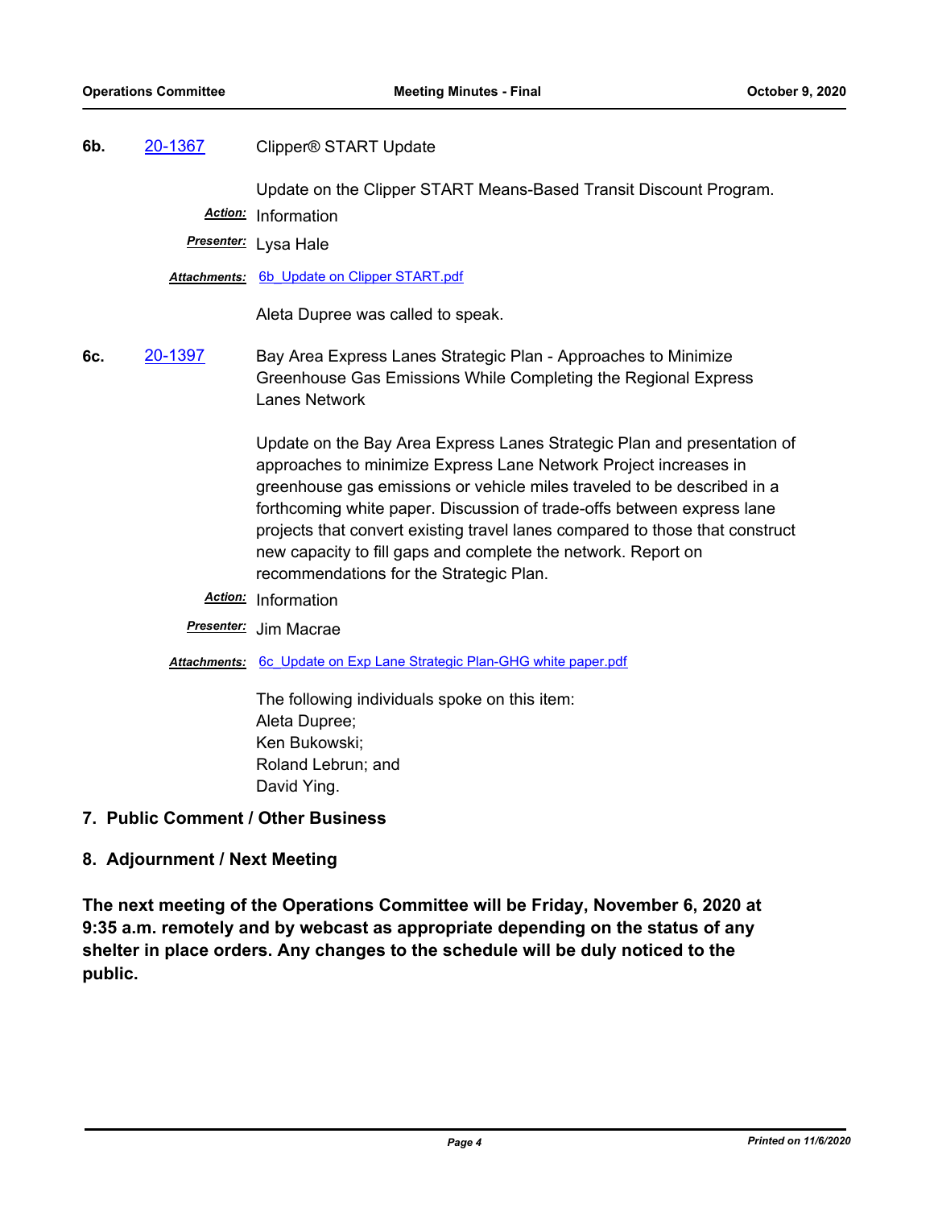**6b.** 20-1367 Clipper® START Update

Update on the Clipper START Means-Based Transit Discount Program.

***Action:*** Information

***Presenter:*** Lysa Hale

***Attachments:*** 6b_Update on Clipper START.pdf

Aleta Dupree was called to speak.

**6c.** 20-1397 Bay Area Express Lanes Strategic Plan - Approaches to Minimize Greenhouse Gas Emissions While Completing the Regional Express Lanes Network

Update on the Bay Area Express Lanes Strategic Plan and presentation of approaches to minimize Express Lane Network Project increases in greenhouse gas emissions or vehicle miles traveled to be described in a forthcoming white paper. Discussion of trade-offs between express lane projects that convert existing travel lanes compared to those that construct new capacity to fill gaps and complete the network. Report on recommendations for the Strategic Plan.

***Action:*** Information

***Presenter:*** Jim Macrae

***Attachments:*** 6c_Update on Exp Lane Strategic Plan-GHG white paper.pdf

The following individuals spoke on this item:
Aleta Dupree;
Ken Bukowski;
Roland Lebrun; and
David Ying.

## 7. Public Comment / Other Business

## 8. Adjournment / Next Meeting

**The next meeting of the Operations Committee will be Friday, November 6, 2020 at 9:35 a.m. remotely and by webcast as appropriate depending on the status of any shelter in place orders. Any changes to the schedule will be duly noticed to the public.**